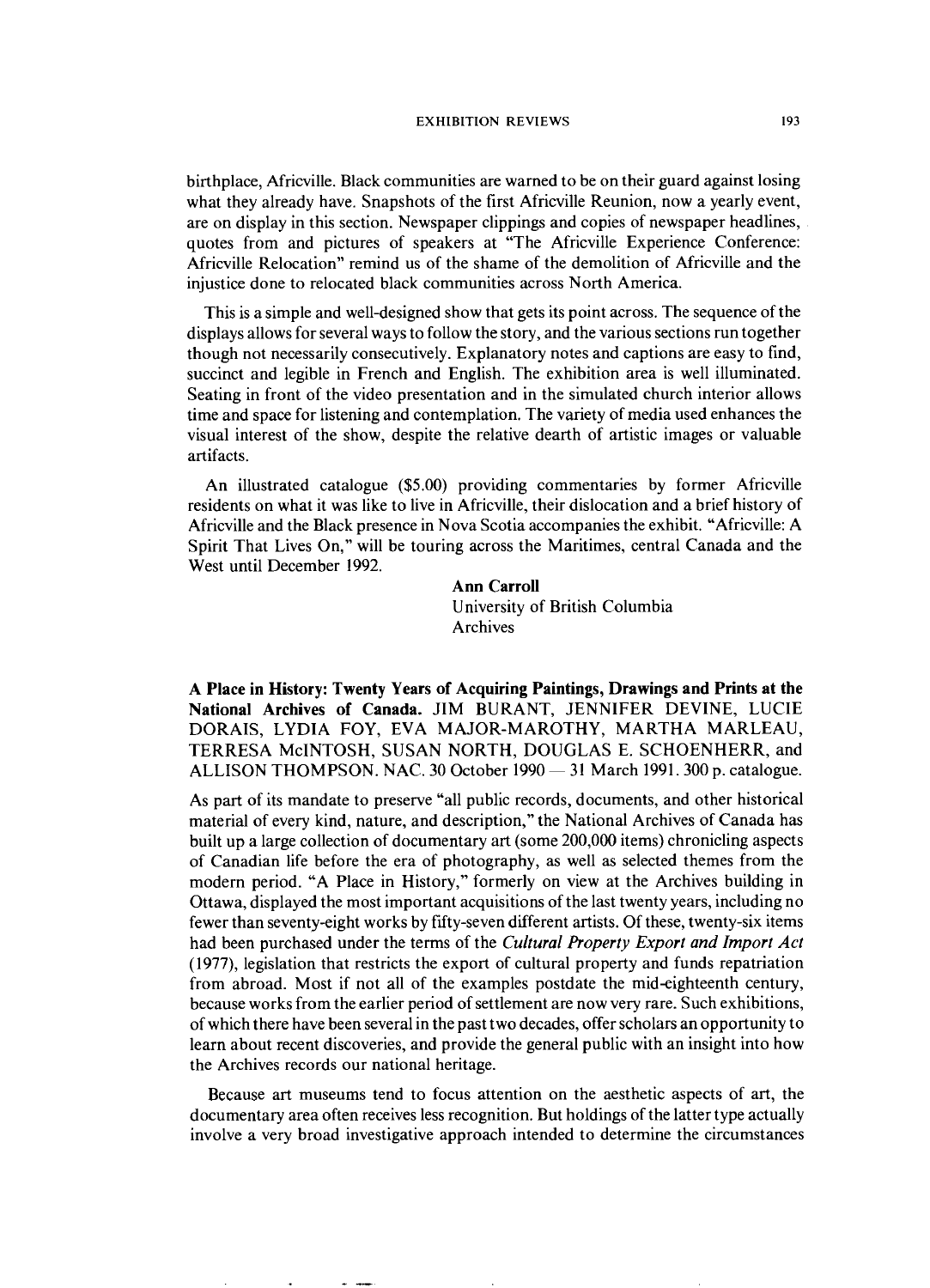birthplace, Africville. Black communities are warned to be on their guard against losing what they already have. Snapshots of the first Africville Reunion, now a yearly event, are on display in this section. Newspaper clippings and copies of newspaper headlines, quotes from and pictures of speakers at "The Africville Experience Conference: Africville Relocation" remind us of the shame of the demolition of Africville and the injustice done to relocated black communities across North America.

This is a simple and well-designed show that gets its point across. The sequence of the displays allows for several ways to follow the story, and the various sections run together though not necessarily consecutively. Explanatory notes and captions are easy to find, succinct and legible in French and English. The exhibition area is well illuminated. Seating in front of the video presentation and in the simulated church interior allows time and space for listening and contemplation. The variety of media used enhances the visual interest of the show, despite the relative dearth of artistic images or valuable artifacts.

An illustrated catalogue ($5.00) providing commentaries by former Africville residents on what it was like to live in Africville, their dislocation and a brief history of Africville and the Black presence in Nova Scotia accompanies the exhibit. "Africville: A Spirit That Lives On," will be touring across the Maritimes, central Canada and the West until December 1992.

**Ann Carroll**
University of British Columbia
Archives

**A Place in History: Twenty Years of Acquiring Paintings, Drawings and Prints at the National Archives of Canada.** JIM BURANT, JENNIFER DEVINE, LUCIE DORAIS, LYDIA FOY, EVA MAJOR-MAROTHY, MARTHA MARLEAU, TERRESA McINTOSH, SUSAN NORTH, DOUGLAS E. SCHOENHERR, and ALLISON THOMPSON. NAC. 30 October 1990 — 31 March 1991. 300 p. catalogue.

As part of its mandate to preserve "all public records, documents, and other historical material of every kind, nature, and description," the National Archives of Canada has built up a large collection of documentary art (some 200,000 items) chronicling aspects of Canadian life before the era of photography, as well as selected themes from the modern period. "A Place in History," formerly on view at the Archives building in Ottawa, displayed the most important acquisitions of the last twenty years, including no fewer than seventy-eight works by fifty-seven different artists. Of these, twenty-six items had been purchased under the terms of the *Cultural Property Export and Import Act* (1977), legislation that restricts the export of cultural property and funds repatriation from abroad. Most if not all of the examples postdate the mid-eighteenth century, because works from the earlier period of settlement are now very rare. Such exhibitions, of which there have been several in the past two decades, offer scholars an opportunity to learn about recent discoveries, and provide the general public with an insight into how the Archives records our national heritage.

Because art museums tend to focus attention on the aesthetic aspects of art, the documentary area often receives less recognition. But holdings of the latter type actually involve a very broad investigative approach intended to determine the circumstances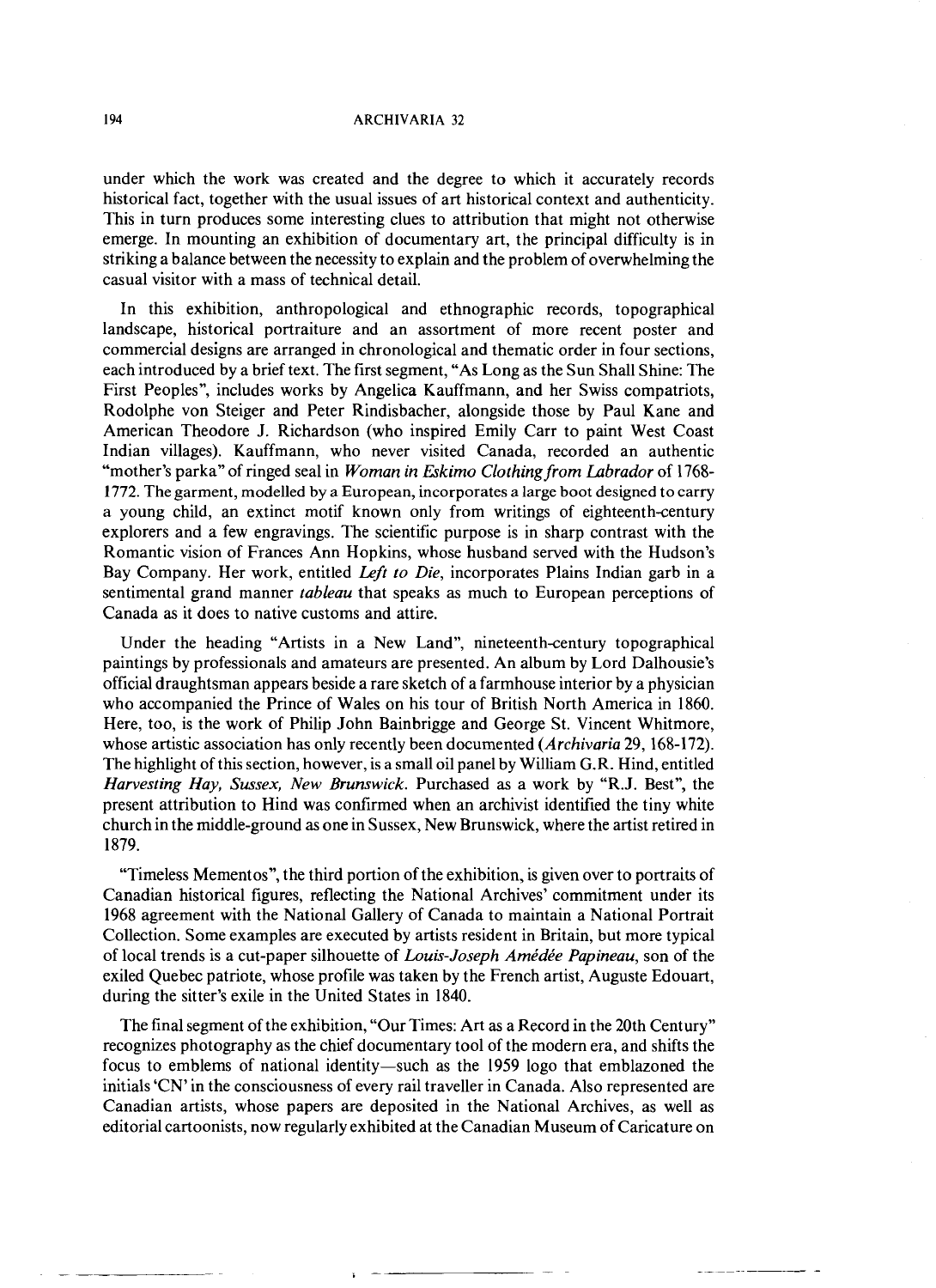under which the work was created and the degree to which it accurately records historical fact, together with the usual issues of art historical context and authenticity. This in turn produces some interesting clues to attribution that might not otherwise emerge. In mounting an exhibition of documentary art, the principal difficulty is in striking a balance between the necessity to explain and the problem of overwhelming the casual visitor with a mass of technical detail.

In this exhibition, anthropological and ethnographic records, topographical landscape, historical portraiture and an assortment of more recent poster and commercial designs are arranged in chronological and thematic order in four sections, each introduced by a brief text. The first segment, "As Long as the Sun Shall Shine: The First Peoples", includes works by Angelica Kauffmann, and her Swiss compatriots, Rodolphe von Steiger and Peter Rindisbacher, alongside those by Paul Kane and American Theodore J. Richardson (who inspired Emily Carr to paint West Coast Indian villages). Kauffmann, who never visited Canada, recorded an authentic "mother's parka" of ringed seal in *Woman in Eskimo Clothing from Labrador* of 1768-1772. The garment, modelled by a European, incorporates a large boot designed to carry a young child, an extinct motif known only from writings of eighteenth-century explorers and a few engravings. The scientific purpose is in sharp contrast with the Romantic vision of Frances Ann Hopkins, whose husband served with the Hudson's Bay Company. Her work, entitled *Left to Die*, incorporates Plains Indian garb in a sentimental grand manner *tableau* that speaks as much to European perceptions of Canada as it does to native customs and attire.

Under the heading "Artists in a New Land", nineteenth-century topographical paintings by professionals and amateurs are presented. An album by Lord Dalhousie's official draughtsman appears beside a rare sketch of a farmhouse interior by a physician who accompanied the Prince of Wales on his tour of British North America in 1860. Here, too, is the work of Philip John Bainbrigge and George St. Vincent Whitmore, whose artistic association has only recently been documented (*Archivaria* 29, 168-172). The highlight of this section, however, is a small oil panel by William G.R. Hind, entitled *Harvesting Hay, Sussex, New Brunswick*. Purchased as a work by "R.J. Best", the present attribution to Hind was confirmed when an archivist identified the tiny white church in the middle-ground as one in Sussex, New Brunswick, where the artist retired in 1879.

"Timeless Mementos", the third portion of the exhibition, is given over to portraits of Canadian historical figures, reflecting the National Archives' commitment under its 1968 agreement with the National Gallery of Canada to maintain a National Portrait Collection. Some examples are executed by artists resident in Britain, but more typical of local trends is a cut-paper silhouette of *Louis-Joseph Amédée Papineau*, son of the exiled Quebec patriote, whose profile was taken by the French artist, Auguste Edouart, during the sitter's exile in the United States in 1840.

The final segment of the exhibition, "Our Times: Art as a Record in the 20th Century" recognizes photography as the chief documentary tool of the modern era, and shifts the focus to emblems of national identity—such as the 1959 logo that emblazoned the initials 'CN' in the consciousness of every rail traveller in Canada. Also represented are Canadian artists, whose papers are deposited in the National Archives, as well as editorial cartoonists, now regularly exhibited at the Canadian Museum of Caricature on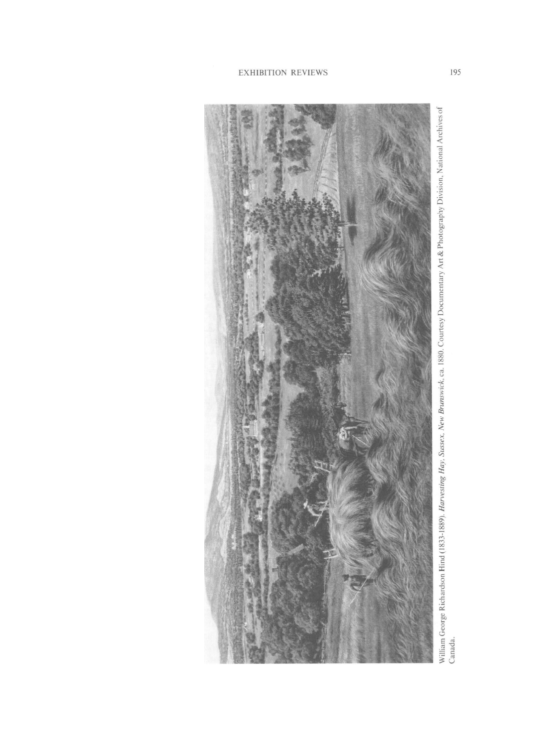William George Richardson Hind (1833-1889). ***Harvesting Hay, Sussex, New Brunswick***, ca. 1880. Courtesy Documentary Art & Photography Division, National Archives of Canada.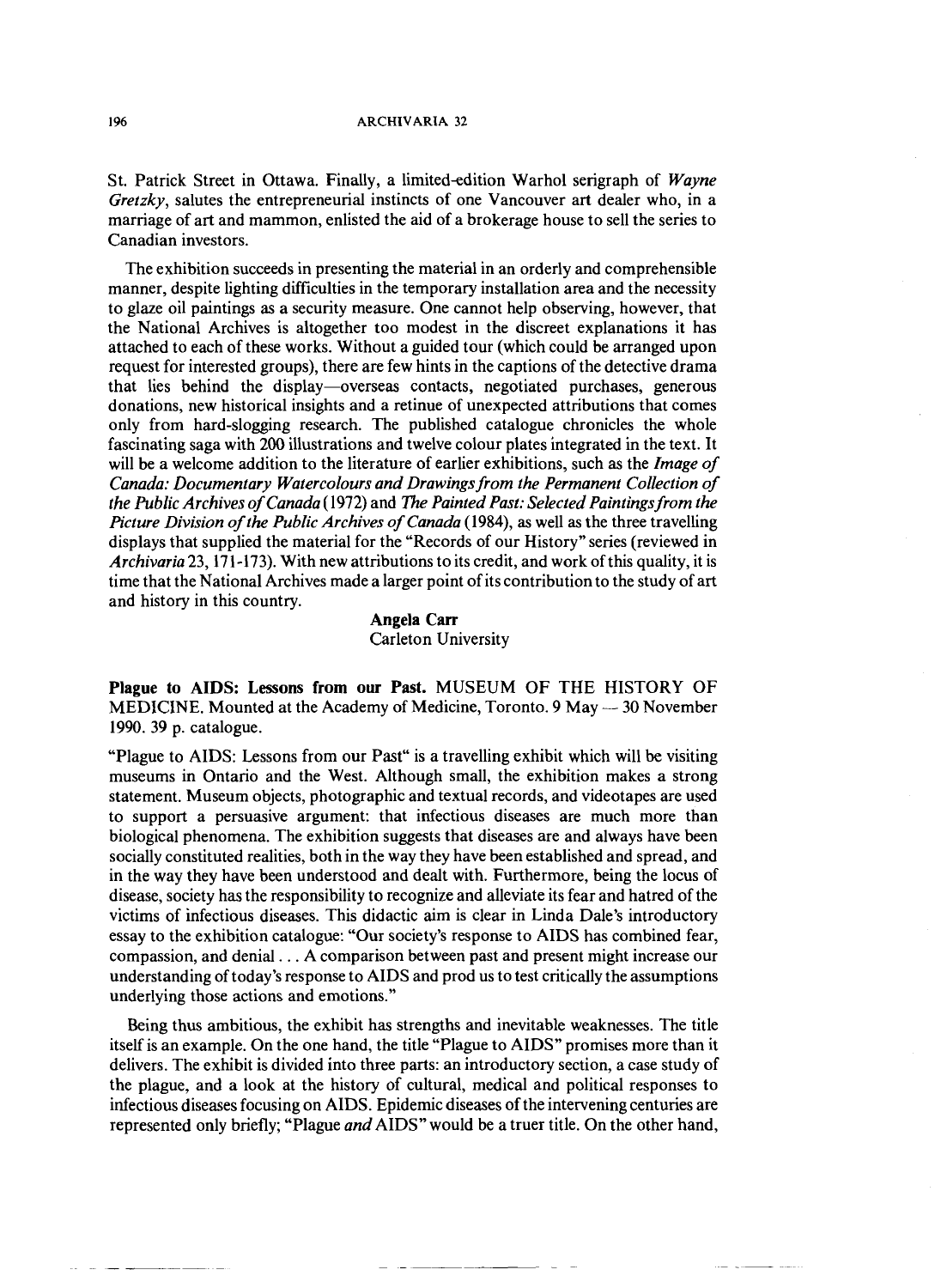St. Patrick Street in Ottawa. Finally, a limited-edition Warhol serigraph of *Wayne Gretzky*, salutes the entrepreneurial instincts of one Vancouver art dealer who, in a marriage of art and mammon, enlisted the aid of a brokerage house to sell the series to Canadian investors.

The exhibition succeeds in presenting the material in an orderly and comprehensible manner, despite lighting difficulties in the temporary installation area and the necessity to glaze oil paintings as a security measure. One cannot help observing, however, that the National Archives is altogether too modest in the discreet explanations it has attached to each of these works. Without a guided tour (which could be arranged upon request for interested groups), there are few hints in the captions of the detective drama that lies behind the display—overseas contacts, negotiated purchases, generous donations, new historical insights and a retinue of unexpected attributions that comes only from hard-slogging research. The published catalogue chronicles the whole fascinating saga with 200 illustrations and twelve colour plates integrated in the text. It will be a welcome addition to the literature of earlier exhibitions, such as the *Image of Canada: Documentary Watercolours and Drawings from the Permanent Collection of the Public Archives of Canada* (1972) and *The Painted Past: Selected Paintings from the Picture Division of the Public Archives of Canada* (1984), as well as the three travelling displays that supplied the material for the "Records of our History" series (reviewed in *Archivaria* 23, 171-173). With new attributions to its credit, and work of this quality, it is time that the National Archives made a larger point of its contribution to the study of art and history in this country.

**Angela Carr**
Carleton University

**Plague to AIDS: Lessons from our Past.** MUSEUM OF THE HISTORY OF MEDICINE. Mounted at the Academy of Medicine, Toronto. 9 May — 30 November 1990. 39 p. catalogue.

"Plague to AIDS: Lessons from our Past" is a travelling exhibit which will be visiting museums in Ontario and the West. Although small, the exhibition makes a strong statement. Museum objects, photographic and textual records, and videotapes are used to support a persuasive argument: that infectious diseases are much more than biological phenomena. The exhibition suggests that diseases are and always have been socially constituted realities, both in the way they have been established and spread, and in the way they have been understood and dealt with. Furthermore, being the locus of disease, society has the responsibility to recognize and alleviate its fear and hatred of the victims of infectious diseases. This didactic aim is clear in Linda Dale's introductory essay to the exhibition catalogue: "Our society's response to AIDS has combined fear, compassion, and denial . . . A comparison between past and present might increase our understanding of today's response to AIDS and prod us to test critically the assumptions underlying those actions and emotions."

Being thus ambitious, the exhibit has strengths and inevitable weaknesses. The title itself is an example. On the one hand, the title "Plague to AIDS" promises more than it delivers. The exhibit is divided into three parts: an introductory section, a case study of the plague, and a look at the history of cultural, medical and political responses to infectious diseases focusing on AIDS. Epidemic diseases of the intervening centuries are represented only briefly; "Plague *and* AIDS" would be a truer title. On the other hand,